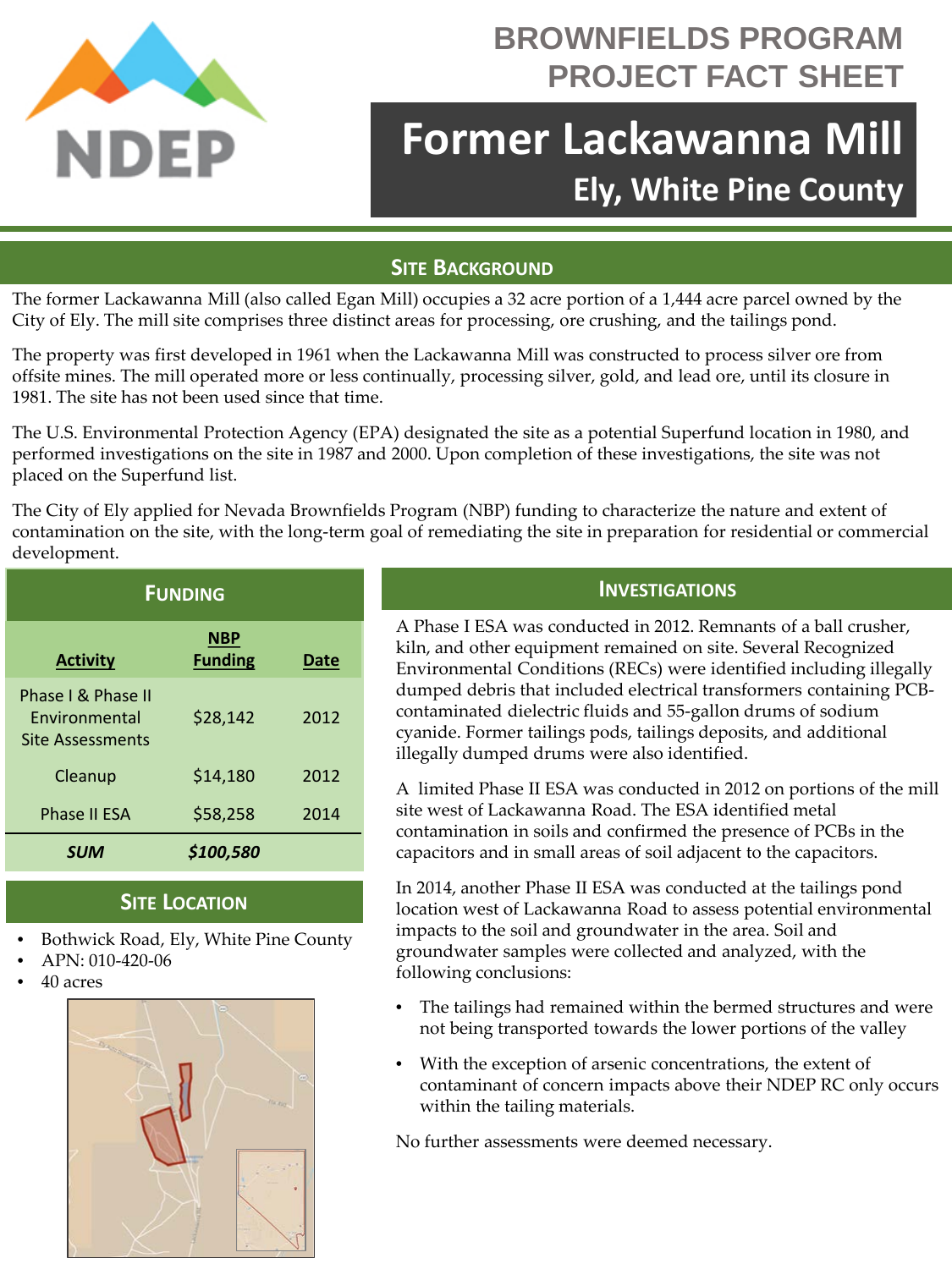# BROWNFIELDS PROGRAM PROJECT FACT SHEET

# Former Lackawanna Mill

## Ely, White Pine County

## SITE BACKGROUND

The former Lackawanna Mill (also called Egan Mill) occupies a 32 acre portion of a 1,444 acre parcel owned by the City of Ely. The mill site comprises three distinct areas for processing, ore crushing, and the tailings pond.

The property was first developed in 1961 when the Lackawanna Mill was constructed to process silver ore from offsite mines. The mill operated more or less continually, processing silver, gold, and lead ore, until its closure in 1981. The site has not been used since that time.

The U.S. Environmental Protection Agency (EPA) designated the site as a potential Superfund location in 1980, and performed investigations on the site in 1987 and 2000. Upon completion of these investigations, the site was not placed on the Superfund list.

The City of Ely applied for Nevada Brownfields Program (NBP) funding to characterize the nature and extent of contamination on the site, with the long-term goal of remediating the site in preparation for residential or commercial development.

## FUNDING

| Activity | NBP Funding | Date |
|---|---|---|
| Phase I & Phase II Environmental Site Assessments | $28,142 | 2012 |
| Cleanup | $14,180 | 2012 |
| Phase II ESA | $58,258 | 2014 |
| ***SUM*** | ***$100,580*** | |

## SITE LOCATION

- Bothwick Road, Ely, White Pine County
- APN: 010-420-06
- 40 acres

## INVESTIGATIONS

A Phase I ESA was conducted in 2012. Remnants of a ball crusher, kiln, and other equipment remained on site. Several Recognized Environmental Conditions (RECs) were identified including illegally dumped debris that included electrical transformers containing PCB-contaminated dielectric fluids and 55-gallon drums of sodium cyanide. Former tailings pods, tailings deposits, and additional illegally dumped drums were also identified.

A limited Phase II ESA was conducted in 2012 on portions of the mill site west of Lackawanna Road. The ESA identified metal contamination in soils and confirmed the presence of PCBs in the capacitors and in small areas of soil adjacent to the capacitors.

In 2014, another Phase II ESA was conducted at the tailings pond location west of Lackawanna Road to assess potential environmental impacts to the soil and groundwater in the area. Soil and groundwater samples were collected and analyzed, with the following conclusions:

- The tailings had remained within the bermed structures and were not being transported towards the lower portions of the valley
- With the exception of arsenic concentrations, the extent of contaminant of concern impacts above their NDEP RC only occurs within the tailing materials.

No further assessments were deemed necessary.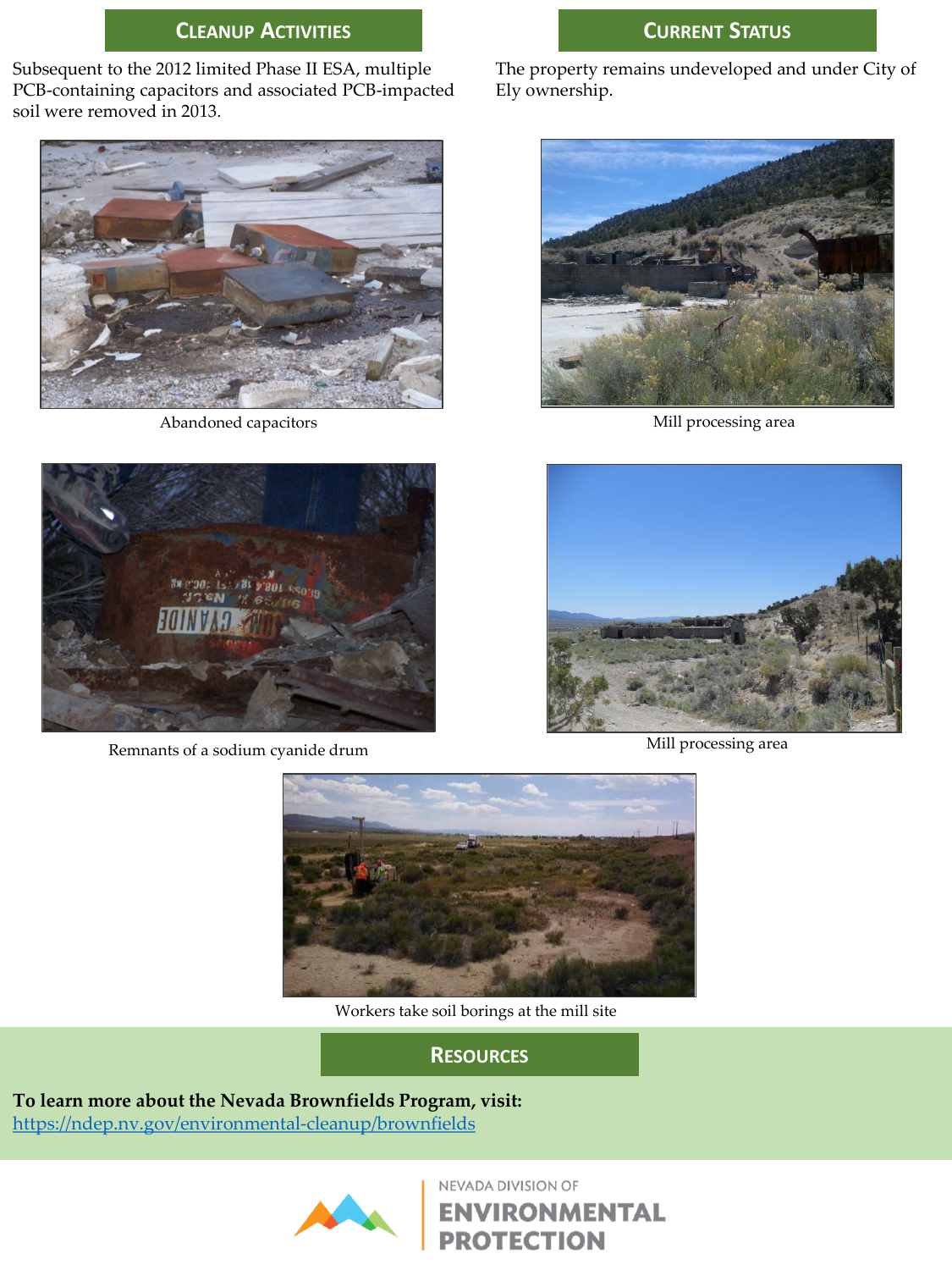## Cleanup Activities

Subsequent to the 2012 limited Phase II ESA, multiple PCB-containing capacitors and associated PCB-impacted soil were removed in 2013.

Abandoned capacitors

Remnants of a sodium cyanide drum

## Current Status

The property remains undeveloped and under City of Ely ownership.

Mill processing area

Mill processing area

Workers take soil borings at the mill site

## Resources

**To learn more about the Nevada Brownfields Program, visit:**
https://ndep.nv.gov/environmental-cleanup/brownfields

NEVADA DIVISION OF ENVIRONMENTAL PROTECTION